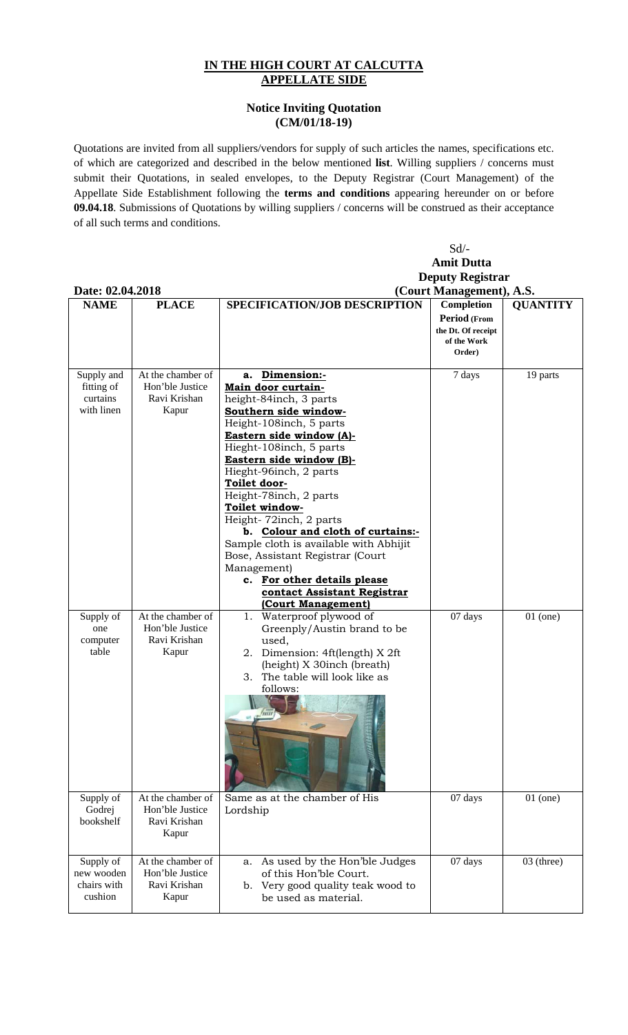## IN THE HIGH COURT AT CALCUTTA
## APPELLATE SIDE

### Notice Inviting Quotation
### (CM/01/18-19)

Quotations are invited from all suppliers/vendors for supply of such articles the names, specifications etc. of which are categorized and described in the below mentioned **list**. Willing suppliers / concerns must submit their Quotations, in sealed envelopes, to the Deputy Registrar (Court Management) of the Appellate Side Establishment following the **terms and conditions** appearing hereunder on or before **09.04.18**. Submissions of Quotations by willing suppliers / concerns will be construed as their acceptance of all such terms and conditions.

Sd/-
**Amit Dutta**
**Deputy Registrar**
**(Court Management), A.S.**

**Date: 02.04.2018**

| NAME | PLACE | SPECIFICATION/JOB DESCRIPTION | Completion Period (From the Dt. Of receipt of the Work Order) | QUANTITY |
|---|---|---|---|---|
| Supply and fitting of curtains with linen | At the chamber of Hon'ble Justice Ravi Krishan Kapur | a. **Dimension:-**<br>**Main door curtain-**<br>height-84inch, 3 parts<br>**Southern side window-**<br>Height-108inch, 5 parts<br>**Eastern side window (A)-**<br>Hieght-108inch, 5 parts<br>**Eastern side window (B)-**<br>Hieght-96inch, 2 parts<br>**Toilet door-**<br>Height-78inch, 2 parts<br>**Toilet window-**<br>Height- 72inch, 2 parts<br>b. **Colour and cloth of curtains:-**<br>Sample cloth is available with Abhijit Bose, Assistant Registrar (Court Management)<br>c. **For other details please contact Assistant Registrar (Court Management)** | 7 days | 19 parts |
| Supply of one computer table | At the chamber of Hon'ble Justice Ravi Krishan Kapur | 1. Waterproof plywood of Greenply/Austin brand to be used,<br>2. Dimension: 4ft(length) X 2ft (height) X 30inch (breath)<br>3. The table will look like as follows: | 07 days | 01 (one) |
| Supply of Godrej bookshelf | At the chamber of Hon'ble Justice Ravi Krishan Kapur | Same as at the chamber of His Lordship | 07 days | 01 (one) |
| Supply of new wooden chairs with cushion | At the chamber of Hon'ble Justice Ravi Krishan Kapur | a. As used by the Hon'ble Judges of this Hon'ble Court.<br>b. Very good quality teak wood to be used as material. | 07 days | 03 (three) |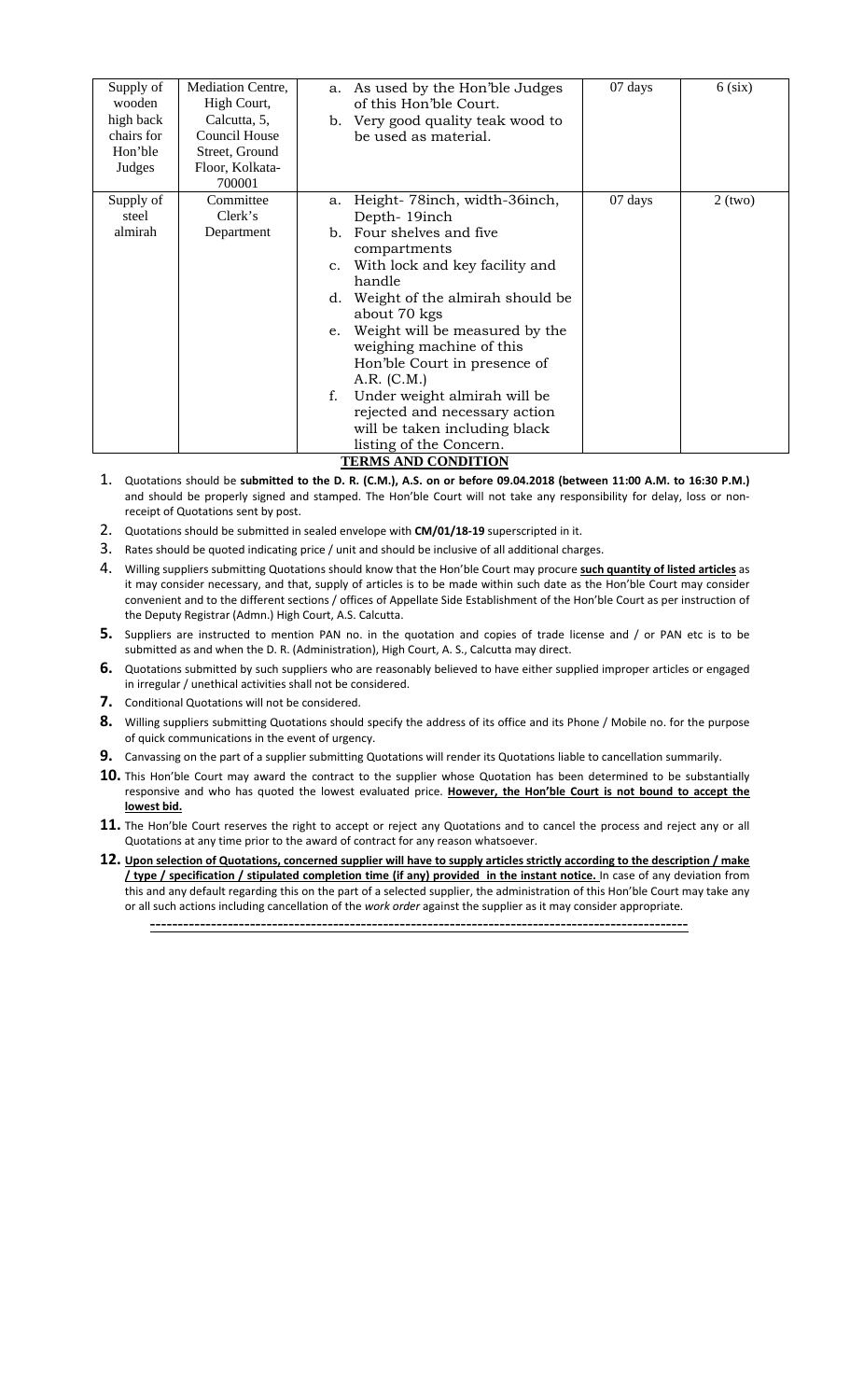| | | | | |
|---|---|---|---|---|
| Supply of wooden high back chairs for Hon'ble Judges | Mediation Centre, High Court, Calcutta, 5, Council House Street, Ground Floor, Kolkata-700001 | a. As used by the Hon'ble Judges of this Hon'ble Court.<br>b. Very good quality teak wood to be used as material. | 07 days | 6 (six) |
| Supply of steel almirah | Committee Clerk's Department | a. Height- 78inch, width-36inch, Depth- 19inch<br>b. Four shelves and five compartments<br>c. With lock and key facility and handle<br>d. Weight of the almirah should be about 70 kgs<br>e. Weight will be measured by the weighing machine of this Hon'ble Court in presence of A.R. (C.M.)<br>f. Under weight almirah will be rejected and necessary action will be taken including black listing of the Concern. | 07 days | 2 (two) |

**TERMS AND CONDITION**

1. Quotations should be **submitted to the D. R. (C.M.), A.S. on or before 09.04.2018 (between 11:00 A.M. to 16:30 P.M.)** and should be properly signed and stamped. The Hon'ble Court will not take any responsibility for delay, loss or non-receipt of Quotations sent by post.
2. Quotations should be submitted in sealed envelope with **CM/01/18-19** superscripted in it.
3. Rates should be quoted indicating price / unit and should be inclusive of all additional charges.
4. Willing suppliers submitting Quotations should know that the Hon'ble Court may procure **such quantity of listed articles** as it may consider necessary, and that, supply of articles is to be made within such date as the Hon'ble Court may consider convenient and to the different sections / offices of Appellate Side Establishment of the Hon'ble Court as per instruction of the Deputy Registrar (Admn.) High Court, A.S. Calcutta.
5. Suppliers are instructed to mention PAN no. in the quotation and copies of trade license and / or PAN etc is to be submitted as and when the D. R. (Administration), High Court, A. S., Calcutta may direct.
6. Quotations submitted by such suppliers who are reasonably believed to have either supplied improper articles or engaged in irregular / unethical activities shall not be considered.
7. Conditional Quotations will not be considered.
8. Willing suppliers submitting Quotations should specify the address of its office and its Phone / Mobile no. for the purpose of quick communications in the event of urgency.
9. Canvassing on the part of a supplier submitting Quotations will render its Quotations liable to cancellation summarily.
10. This Hon'ble Court may award the contract to the supplier whose Quotation has been determined to be substantially responsive and who has quoted the lowest evaluated price. **However, the Hon'ble Court is not bound to accept the lowest bid.**
11. The Hon'ble Court reserves the right to accept or reject any Quotations and to cancel the process and reject any or all Quotations at any time prior to the award of contract for any reason whatsoever.
12. **Upon selection of Quotations, concerned supplier will have to supply articles strictly according to the description / make / type / specification / stipulated completion time (if any) provided in the instant notice.** In case of any deviation from this and any default regarding this on the part of a selected supplier, the administration of this Hon'ble Court may take any or all such actions including cancellation of the *work order* against the supplier as it may consider appropriate.

---